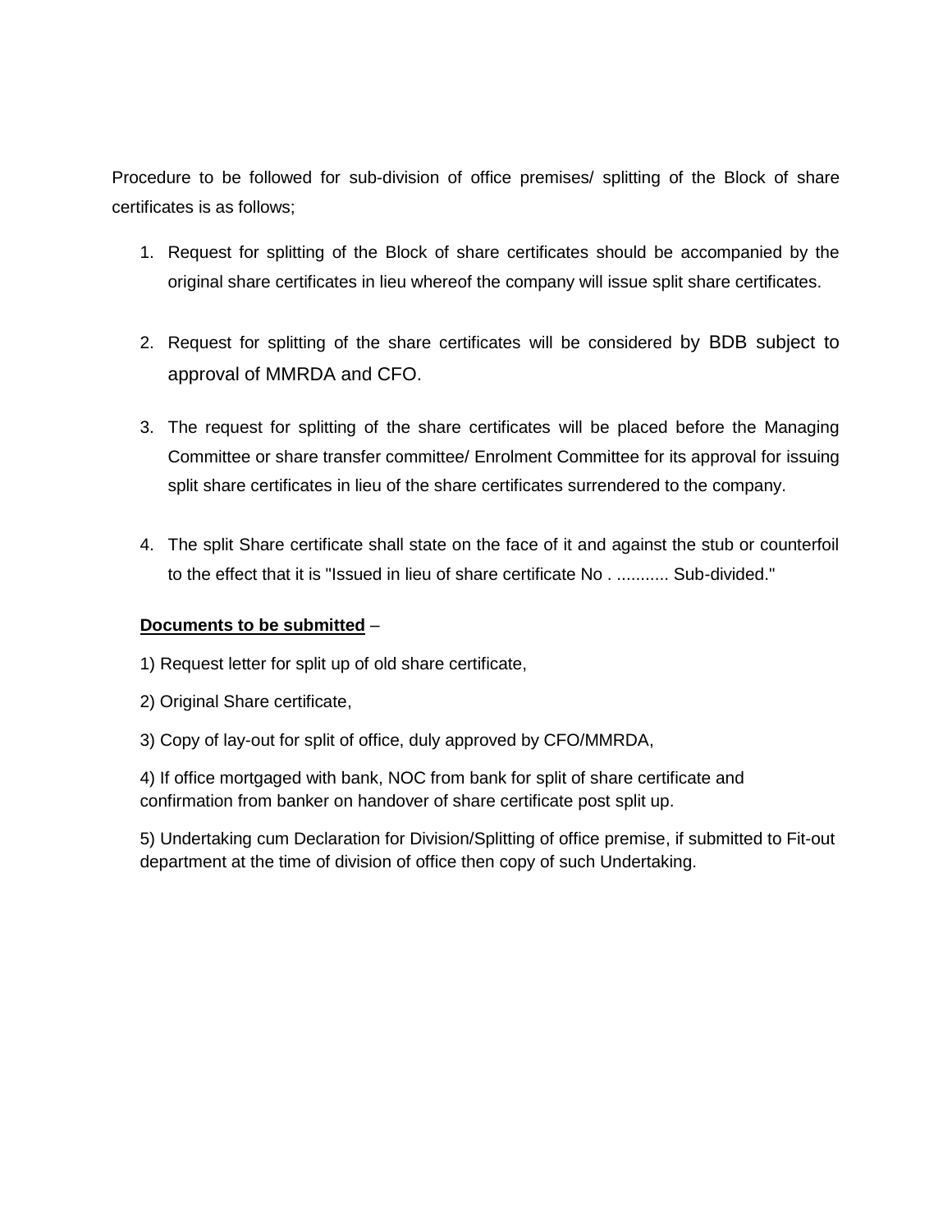Procedure to be followed for sub-division of office premises/ splitting of the Block of share certificates is as follows;

1. Request for splitting of the Block of share certificates should be accompanied by the original share certificates in lieu whereof the company will issue split share certificates.

2. Request for splitting of the share certificates will be considered by BDB subject to approval of MMRDA and CFO.

3. The request for splitting of the share certificates will be placed before the Managing Committee or share transfer committee/ Enrolment Committee for its approval for issuing split share certificates in lieu of the share certificates surrendered to the company.

4. The split Share certificate shall state on the face of it and against the stub or counterfoil to the effect that it is "Issued in lieu of share certificate No . ........... Sub-divided."

**<u>Documents to be submitted</u>** –

1) Request letter for split up of old share certificate,

2) Original Share certificate,

3) Copy of lay-out for split of office, duly approved by CFO/MMRDA,

4) If office mortgaged with bank, NOC from bank for split of share certificate and confirmation from banker on handover of share certificate post split up.

5) Undertaking cum Declaration for Division/Splitting of office premise, if submitted to Fit-out department at the time of division of office then copy of such Undertaking.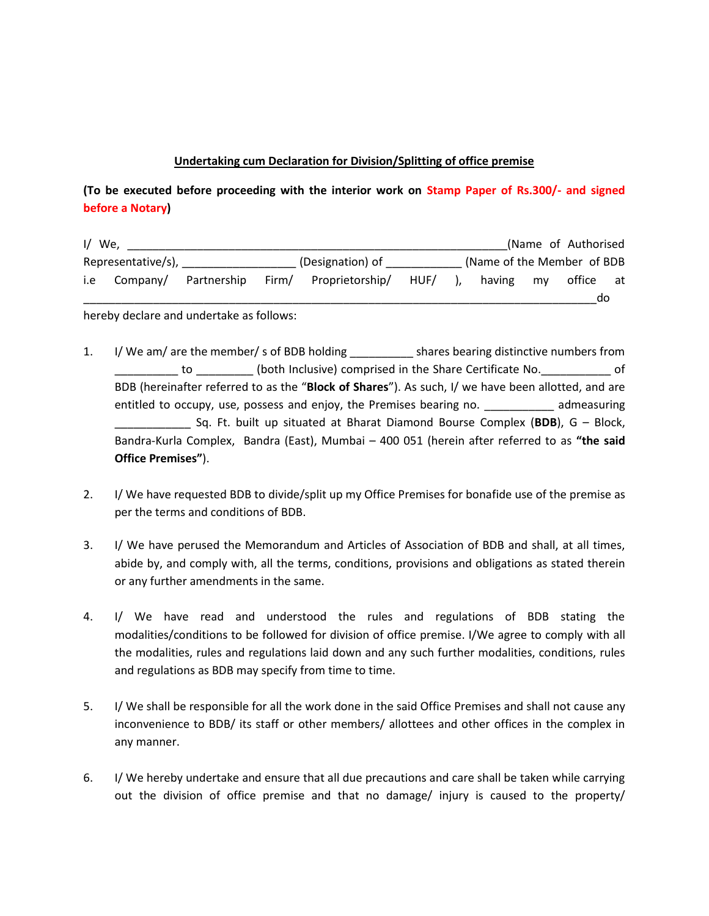**Undertaking cum Declaration for Division/Splitting of office premise**

**(To be executed before proceeding with the interior work on Stamp Paper of Rs.300/- and signed before a Notary)**

I/ We, _____________________________________________________________(Name of Authorised Representative/s), __________________ (Designation) of ____________ (Name of the Member of BDB i.e Company/ Partnership Firm/ Proprietorship/ HUF/ ), having my office at ____________________________________________________________________________________do hereby declare and undertake as follows:

1. I/ We am/ are the member/ s of BDB holding __________ shares bearing distinctive numbers from __________ to _________ (both Inclusive) comprised in the Share Certificate No.___________ of BDB (hereinafter referred to as the "**Block of Shares**"). As such, I/ we have been allotted, and are entitled to occupy, use, possess and enjoy, the Premises bearing no. ___________ admeasuring ____________ Sq. Ft. built up situated at Bharat Diamond Bourse Complex (**BDB**), G – Block, Bandra-Kurla Complex, Bandra (East), Mumbai – 400 051 (herein after referred to as **"the said Office Premises"**).

2. I/ We have requested BDB to divide/split up my Office Premises for bonafide use of the premise as per the terms and conditions of BDB.

3. I/ We have perused the Memorandum and Articles of Association of BDB and shall, at all times, abide by, and comply with, all the terms, conditions, provisions and obligations as stated therein or any further amendments in the same.

4. I/ We have read and understood the rules and regulations of BDB stating the modalities/conditions to be followed for division of office premise. I/We agree to comply with all the modalities, rules and regulations laid down and any such further modalities, conditions, rules and regulations as BDB may specify from time to time.

5. I/ We shall be responsible for all the work done in the said Office Premises and shall not cause any inconvenience to BDB/ its staff or other members/ allottees and other offices in the complex in any manner.

6. I/ We hereby undertake and ensure that all due precautions and care shall be taken while carrying out the division of office premise and that no damage/ injury is caused to the property/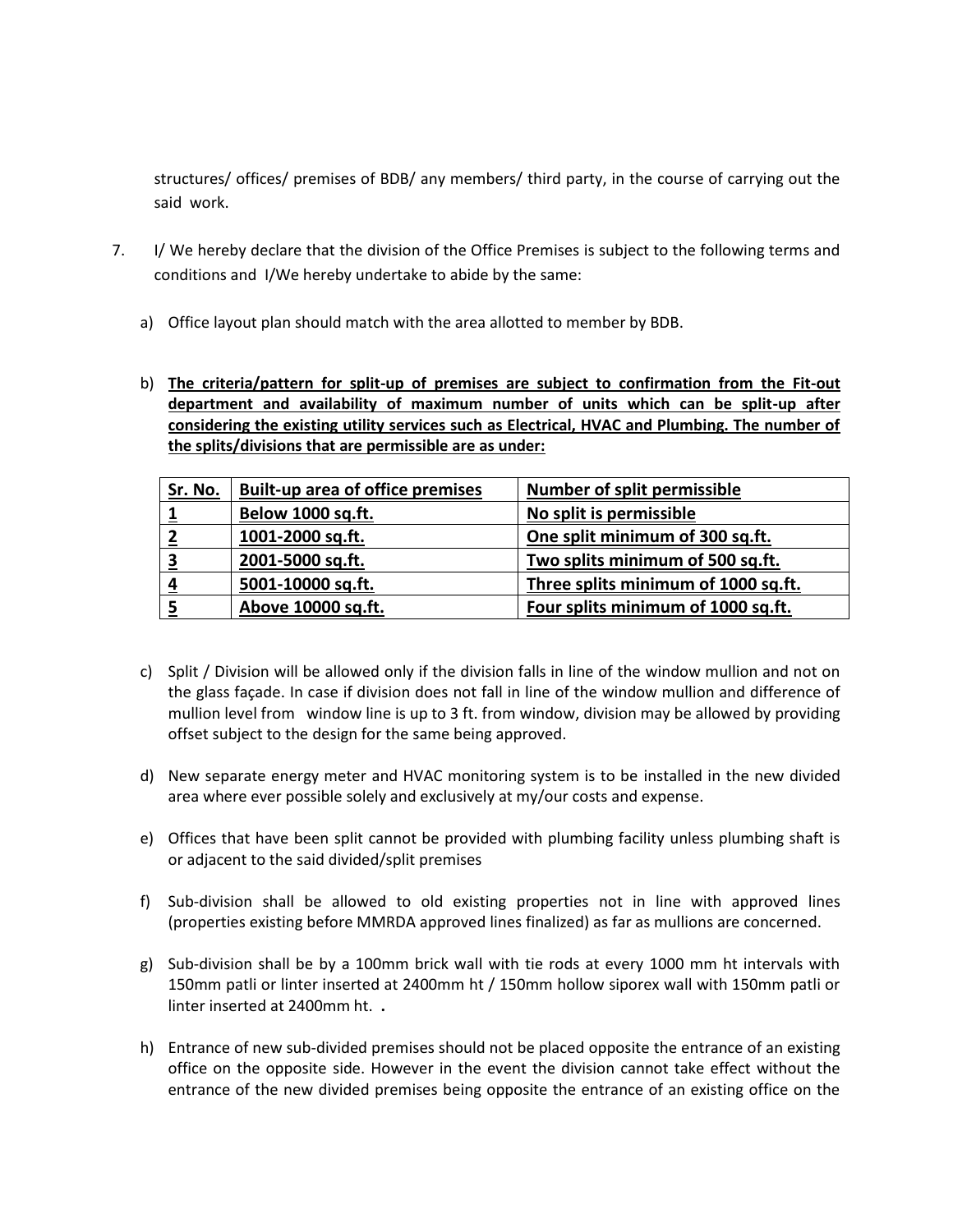structures/ offices/ premises of BDB/ any members/ third party, in the course of carrying out the said work.

7. I/ We hereby declare that the division of the Office Premises is subject to the following terms and conditions and I/We hereby undertake to abide by the same:

   a) Office layout plan should match with the area allotted to member by BDB.

   b) **The criteria/pattern for split-up of premises are subject to confirmation from the Fit-out department and availability of maximum number of units which can be split-up after considering the existing utility services such as Electrical, HVAC and Plumbing. The number of the splits/divisions that are permissible are as under:**

| Sr. No. | Built-up area of office premises | Number of split permissible |
|---|---|---|
| **1** | **Below 1000 sq.ft.** | **No split is permissible** |
| **2** | **1001-2000 sq.ft.** | **One split minimum of 300 sq.ft.** |
| **3** | **2001-5000 sq.ft.** | **Two splits minimum of 500 sq.ft.** |
| **4** | **5001-10000 sq.ft.** | **Three splits minimum of 1000 sq.ft.** |
| **5** | **Above 10000 sq.ft.** | **Four splits minimum of 1000 sq.ft.** |

   c) Split / Division will be allowed only if the division falls in line of the window mullion and not on the glass façade. In case if division does not fall in line of the window mullion and difference of mullion level from window line is up to 3 ft. from window, division may be allowed by providing offset subject to the design for the same being approved.

   d) New separate energy meter and HVAC monitoring system is to be installed in the new divided area where ever possible solely and exclusively at my/our costs and expense.

   e) Offices that have been split cannot be provided with plumbing facility unless plumbing shaft is or adjacent to the said divided/split premises

   f) Sub-division shall be allowed to old existing properties not in line with approved lines (properties existing before MMRDA approved lines finalized) as far as mullions are concerned.

   g) Sub-division shall be by a 100mm brick wall with tie rods at every 1000 mm ht intervals with 150mm patli or linter inserted at 2400mm ht / 150mm hollow siporex wall with 150mm patli or linter inserted at 2400mm ht. **.**

   h) Entrance of new sub-divided premises should not be placed opposite the entrance of an existing office on the opposite side. However in the event the division cannot take effect without the entrance of the new divided premises being opposite the entrance of an existing office on the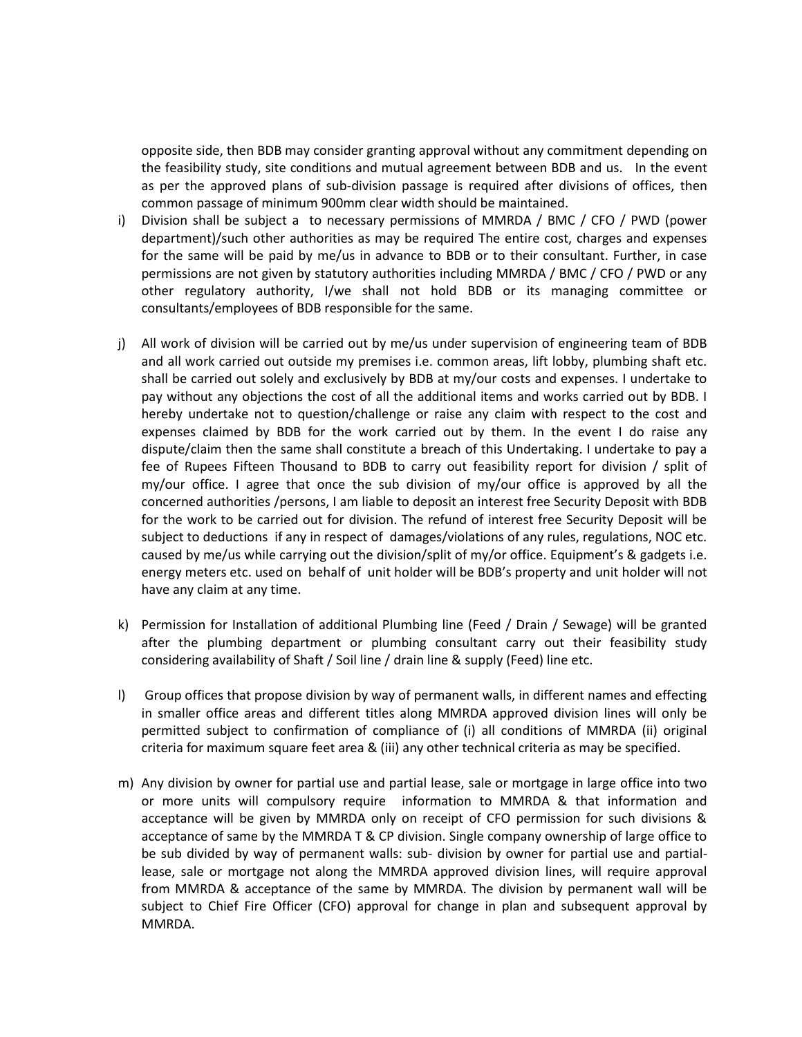opposite side, then BDB may consider granting approval without any commitment depending on the feasibility study, site conditions and mutual agreement between BDB and us. In the event as per the approved plans of sub-division passage is required after divisions of offices, then common passage of minimum 900mm clear width should be maintained.

i) Division shall be subject a to necessary permissions of MMRDA / BMC / CFO / PWD (power department)/such other authorities as may be required The entire cost, charges and expenses for the same will be paid by me/us in advance to BDB or to their consultant. Further, in case permissions are not given by statutory authorities including MMRDA / BMC / CFO / PWD or any other regulatory authority, I/we shall not hold BDB or its managing committee or consultants/employees of BDB responsible for the same.

j) All work of division will be carried out by me/us under supervision of engineering team of BDB and all work carried out outside my premises i.e. common areas, lift lobby, plumbing shaft etc. shall be carried out solely and exclusively by BDB at my/our costs and expenses. I undertake to pay without any objections the cost of all the additional items and works carried out by BDB. I hereby undertake not to question/challenge or raise any claim with respect to the cost and expenses claimed by BDB for the work carried out by them. In the event I do raise any dispute/claim then the same shall constitute a breach of this Undertaking. I undertake to pay a fee of Rupees Fifteen Thousand to BDB to carry out feasibility report for division / split of my/our office. I agree that once the sub division of my/our office is approved by all the concerned authorities /persons, I am liable to deposit an interest free Security Deposit with BDB for the work to be carried out for division. The refund of interest free Security Deposit will be subject to deductions if any in respect of damages/violations of any rules, regulations, NOC etc. caused by me/us while carrying out the division/split of my/or office. Equipment's & gadgets i.e. energy meters etc. used on behalf of unit holder will be BDB's property and unit holder will not have any claim at any time.

k) Permission for Installation of additional Plumbing line (Feed / Drain / Sewage) will be granted after the plumbing department or plumbing consultant carry out their feasibility study considering availability of Shaft / Soil line / drain line & supply (Feed) line etc.

l) Group offices that propose division by way of permanent walls, in different names and effecting in smaller office areas and different titles along MMRDA approved division lines will only be permitted subject to confirmation of compliance of (i) all conditions of MMRDA (ii) original criteria for maximum square feet area & (iii) any other technical criteria as may be specified.

m) Any division by owner for partial use and partial lease, sale or mortgage in large office into two or more units will compulsory require information to MMRDA & that information and acceptance will be given by MMRDA only on receipt of CFO permission for such divisions & acceptance of same by the MMRDA T & CP division. Single company ownership of large office to be sub divided by way of permanent walls: sub- division by owner for partial use and partial-lease, sale or mortgage not along the MMRDA approved division lines, will require approval from MMRDA & acceptance of the same by MMRDA. The division by permanent wall will be subject to Chief Fire Officer (CFO) approval for change in plan and subsequent approval by MMRDA.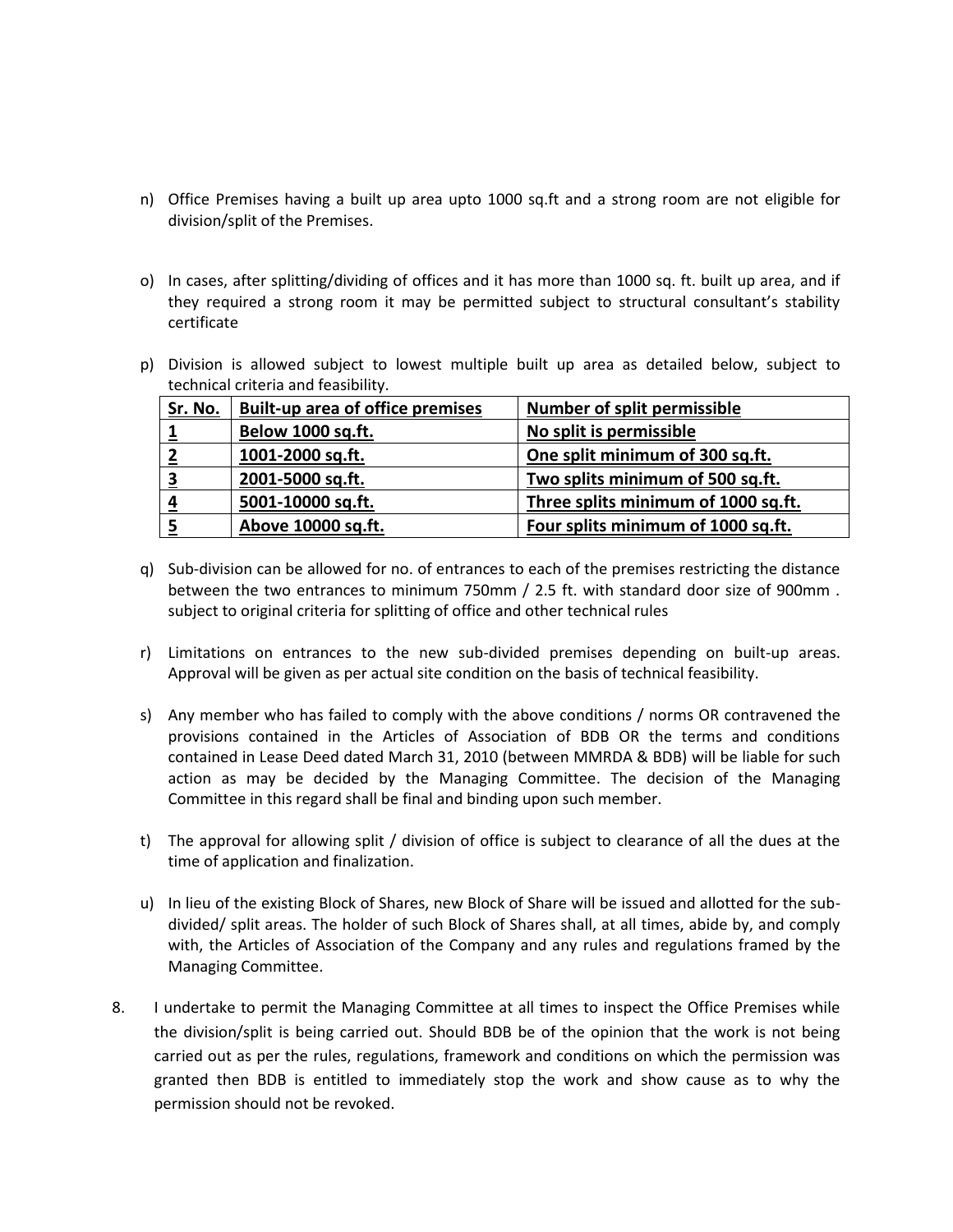n) Office Premises having a built up area upto 1000 sq.ft and a strong room are not eligible for division/split of the Premises.

o) In cases, after splitting/dividing of offices and it has more than 1000 sq. ft. built up area, and if they required a strong room it may be permitted subject to structural consultant's stability certificate

p) Division is allowed subject to lowest multiple built up area as detailed below, subject to technical criteria and feasibility.

| Sr. No. | Built-up area of office premises | Number of split permissible |
|---|---|---|
| 1 | Below 1000 sq.ft. | No split is permissible |
| 2 | 1001-2000 sq.ft. | One split minimum of 300 sq.ft. |
| 3 | 2001-5000 sq.ft. | Two splits minimum of 500 sq.ft. |
| 4 | 5001-10000 sq.ft. | Three splits minimum of 1000 sq.ft. |
| 5 | Above 10000 sq.ft. | Four splits minimum of 1000 sq.ft. |

q) Sub-division can be allowed for no. of entrances to each of the premises restricting the distance between the two entrances to minimum 750mm / 2.5 ft. with standard door size of 900mm . subject to original criteria for splitting of office and other technical rules

r) Limitations on entrances to the new sub-divided premises depending on built-up areas. Approval will be given as per actual site condition on the basis of technical feasibility.

s) Any member who has failed to comply with the above conditions / norms OR contravened the provisions contained in the Articles of Association of BDB OR the terms and conditions contained in Lease Deed dated March 31, 2010 (between MMRDA & BDB) will be liable for such action as may be decided by the Managing Committee. The decision of the Managing Committee in this regard shall be final and binding upon such member.

t) The approval for allowing split / division of office is subject to clearance of all the dues at the time of application and finalization.

u) In lieu of the existing Block of Shares, new Block of Share will be issued and allotted for the sub-divided/ split areas. The holder of such Block of Shares shall, at all times, abide by, and comply with, the Articles of Association of the Company and any rules and regulations framed by the Managing Committee.

8. I undertake to permit the Managing Committee at all times to inspect the Office Premises while the division/split is being carried out. Should BDB be of the opinion that the work is not being carried out as per the rules, regulations, framework and conditions on which the permission was granted then BDB is entitled to immediately stop the work and show cause as to why the permission should not be revoked.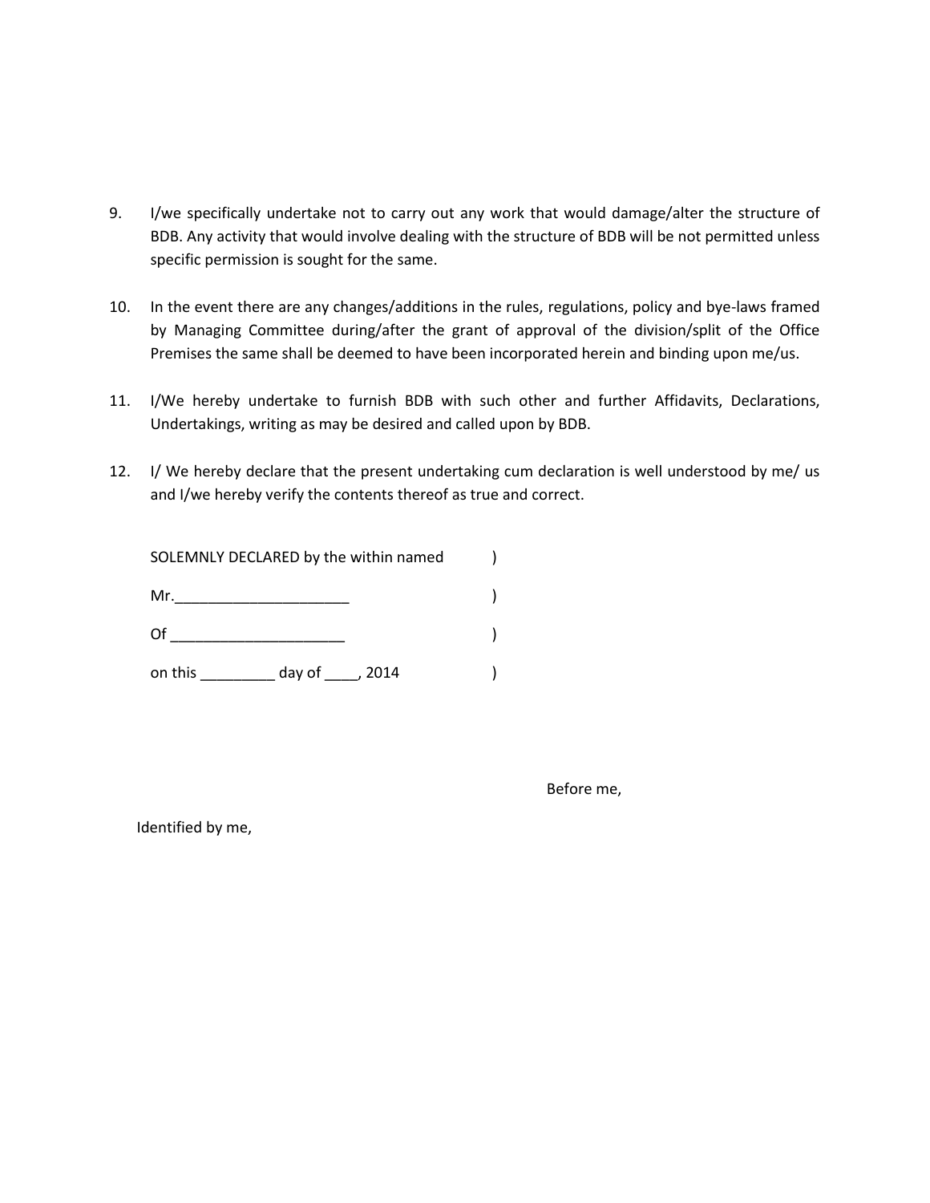9. I/we specifically undertake not to carry out any work that would damage/alter the structure of BDB. Any activity that would involve dealing with the structure of BDB will be not permitted unless specific permission is sought for the same.

10. In the event there are any changes/additions in the rules, regulations, policy and bye-laws framed by Managing Committee during/after the grant of approval of the division/split of the Office Premises the same shall be deemed to have been incorporated herein and binding upon me/us.

11. I/We hereby undertake to furnish BDB with such other and further Affidavits, Declarations, Undertakings, writing as may be desired and called upon by BDB.

12. I/ We hereby declare that the present undertaking cum declaration is well understood by me/ us and I/we hereby verify the contents thereof as true and correct.

SOLEMNLY DECLARED by the within named )

Mr.______________________ )

Of ______________________ )

on this _________ day of ____, 2014 )

Before me,

Identified by me,